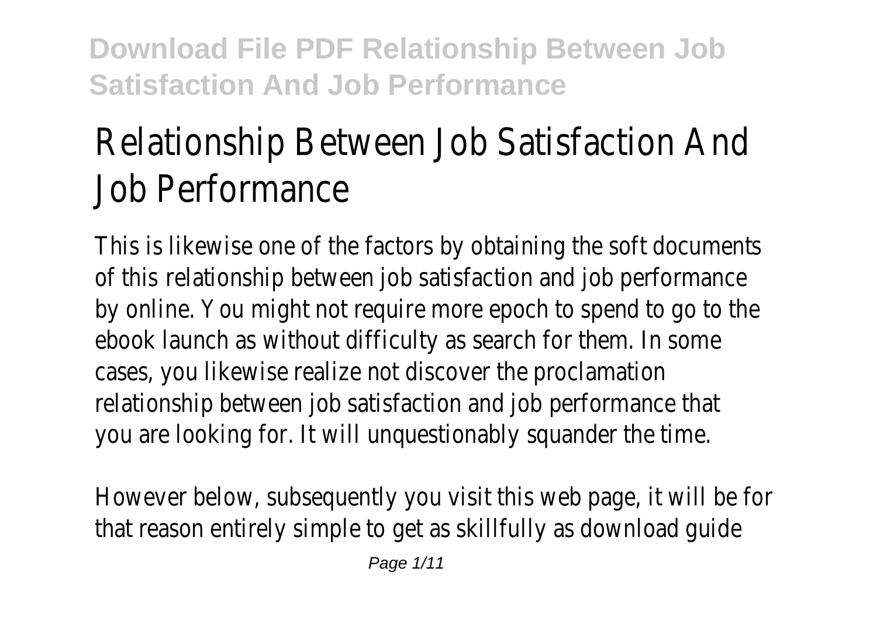# Relationship Between Job Satisfaction And Job Performance

This is likewise one of the factors by obtaining the soft documents of this relationship between job satisfaction and job performance by online. You might not require more epoch to spend to go to the ebook launch as without difficulty as search for them. In some cases, you likewise realize not discover the proclamation relationship between job satisfaction and job performance that you are looking for. It will unquestionably squander the time.

However below, subsequently you visit this web page, it will be for that reason entirely simple to get as skillfully as download guide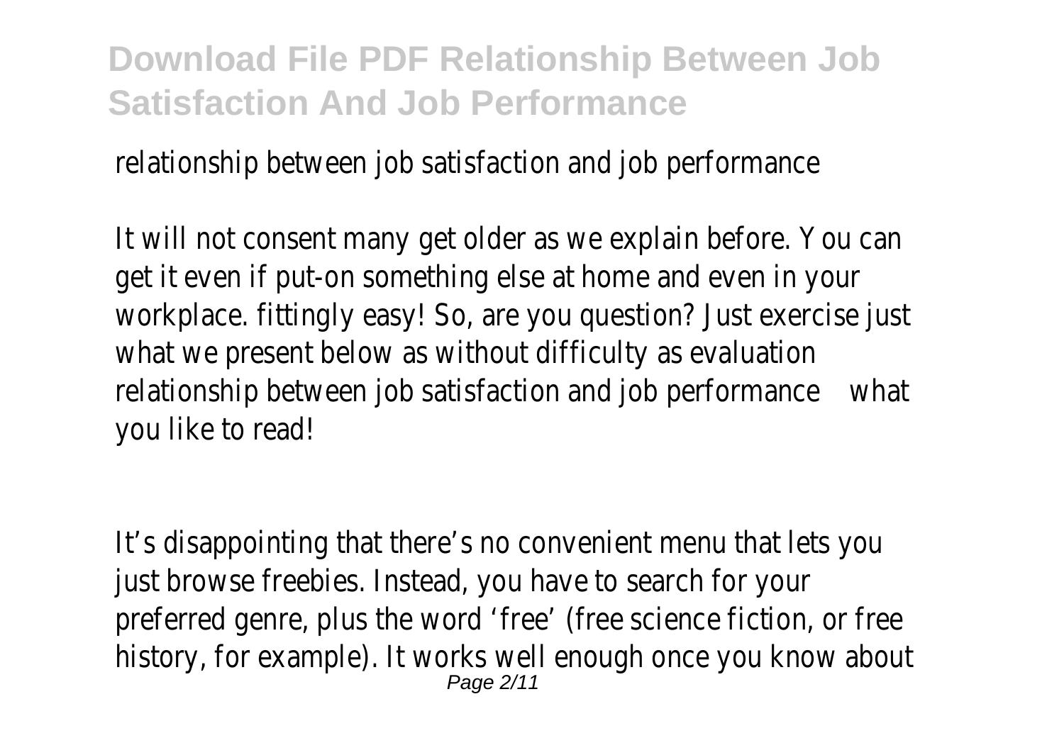relationship between job satisfaction and job performance

It will not consent many get older as we explain before. You can get it even if put-on something else at home and even in your workplace. fittingly easy! So, are you question? Just exercise just what we present below as without difficulty as evaluation relationship between job satisfaction and job performance what you like to read!

It's disappointing that there's no convenient menu that lets you just browse freebies. Instead, you have to search for your preferred genre, plus the word 'free' (free science fiction, or free history, for example). It works well enough once you know about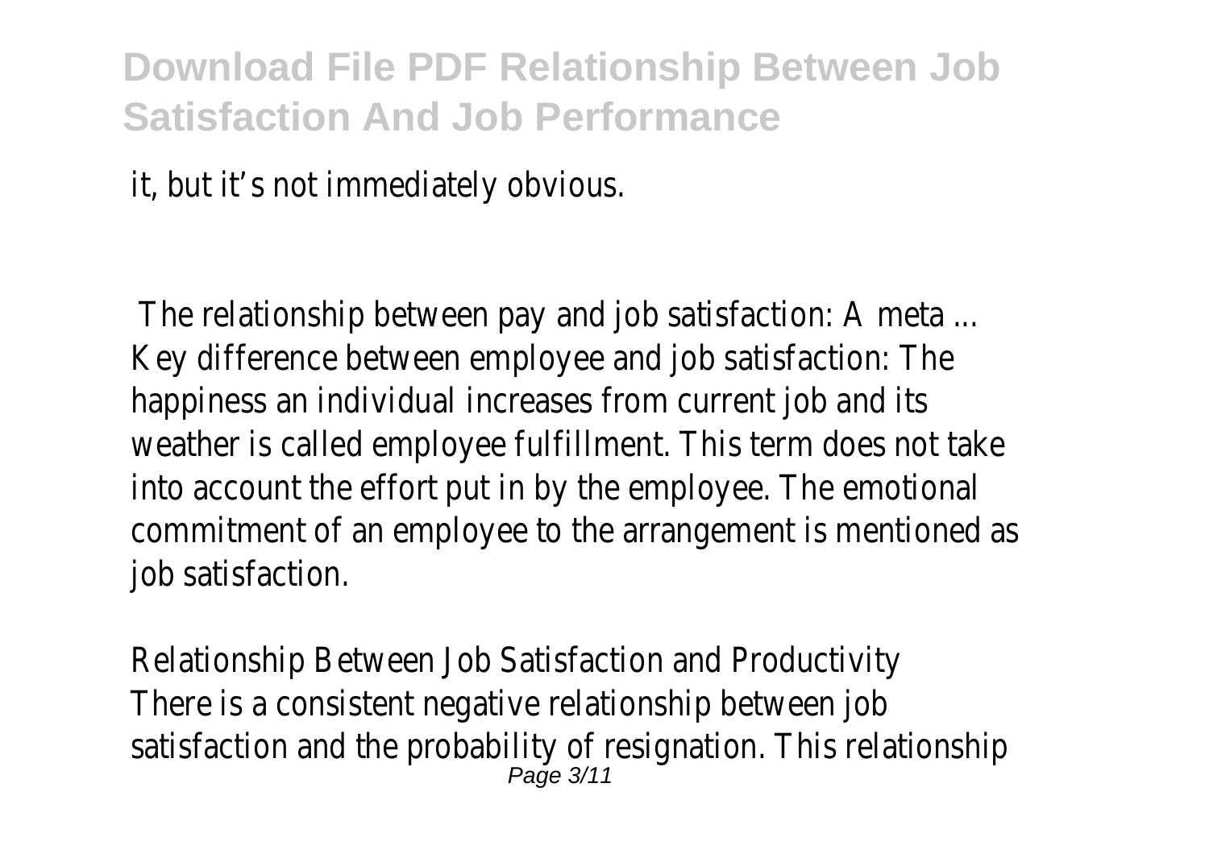it, but it's not immediately obvious.

The relationship between pay and job satisfaction: A meta ...
Key difference between employee and job satisfaction: The happiness an individual increases from current job and its weather is called employee fulfillment. This term does not take into account the effort put in by the employee. The emotional commitment of an employee to the arrangement is mentioned as job satisfaction.

Relationship Between Job Satisfaction and Productivity
There is a consistent negative relationship between job satisfaction and the probability of resignation. This relationship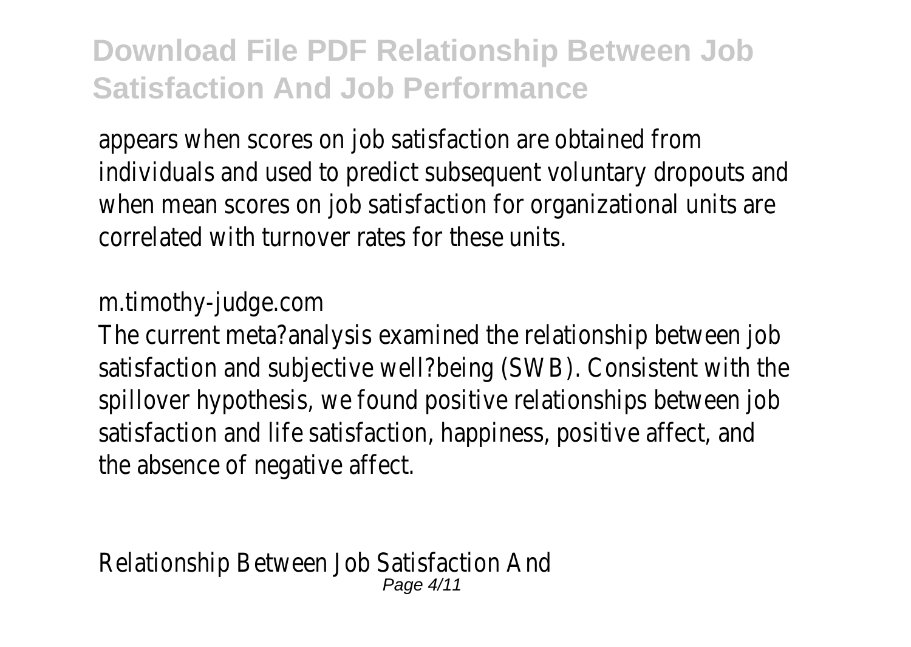appears when scores on job satisfaction are obtained from individuals and used to predict subsequent voluntary dropouts and when mean scores on job satisfaction for organizational units are correlated with turnover rates for these units.

m.timothy-judge.com

The current meta?analysis examined the relationship between job satisfaction and subjective well?being (SWB). Consistent with the spillover hypothesis, we found positive relationships between job satisfaction and life satisfaction, happiness, positive affect, and the absence of negative affect.

Relationship Between Job Satisfaction And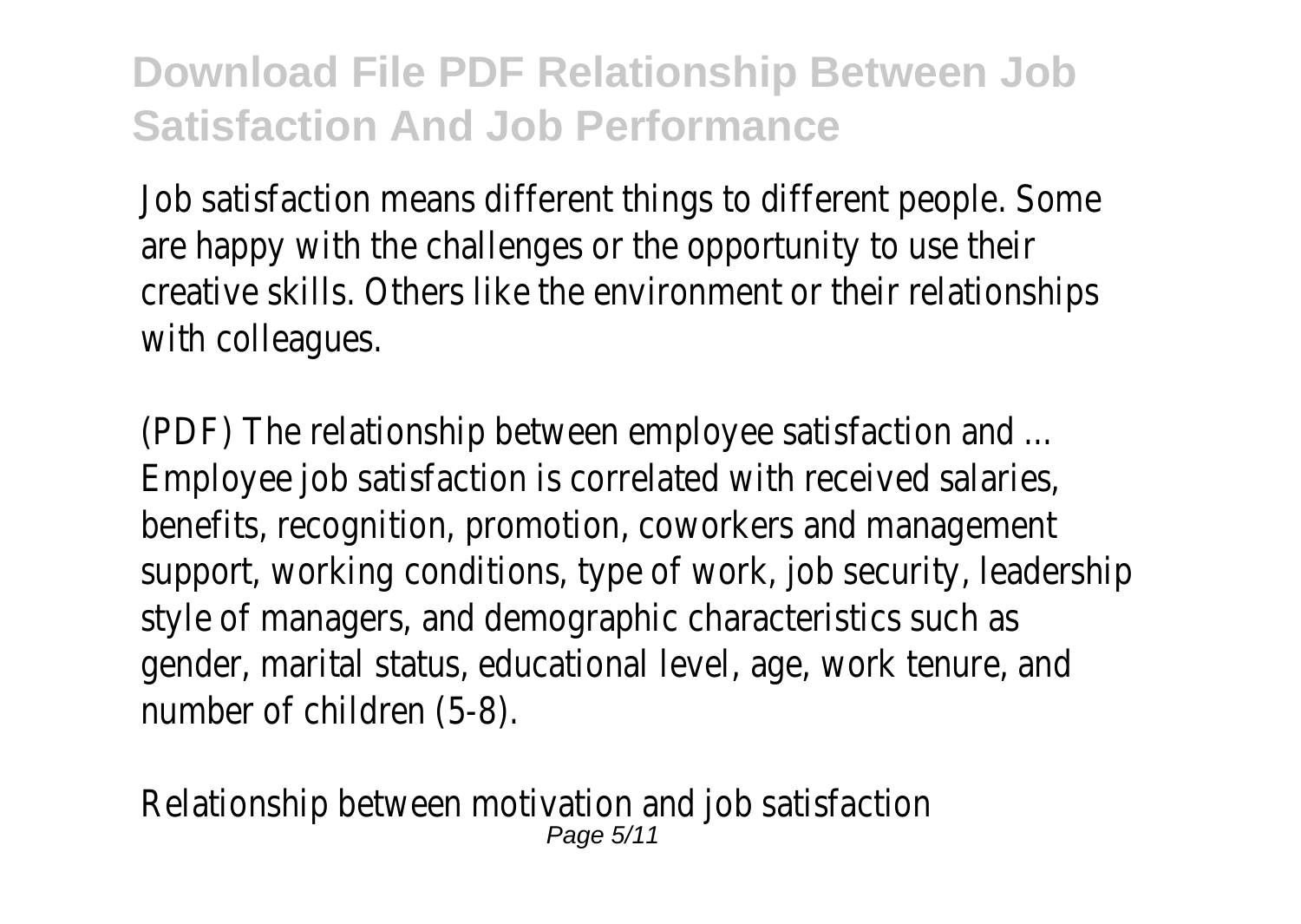Job satisfaction means different things to different people. Some are happy with the challenges or the opportunity to use their creative skills. Others like the environment or their relationships with colleagues.

(PDF) The relationship between employee satisfaction and ...
Employee job satisfaction is correlated with received salaries, benefits, recognition, promotion, coworkers and management support, working conditions, type of work, job security, leadership style of managers, and demographic characteristics such as gender, marital status, educational level, age, work tenure, and number of children (5-8).

Relationship between motivation and job satisfaction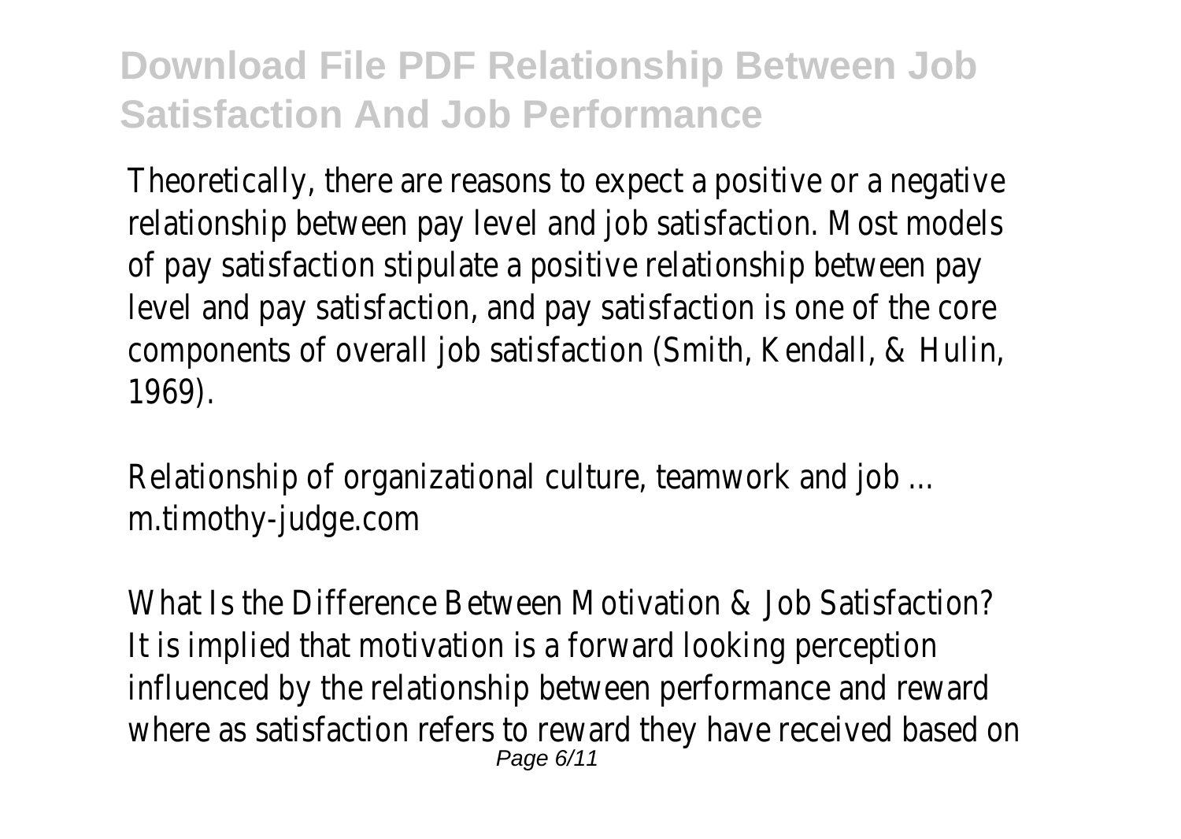Theoretically, there are reasons to expect a positive or a negative relationship between pay level and job satisfaction. Most models of pay satisfaction stipulate a positive relationship between pay level and pay satisfaction, and pay satisfaction is one of the core components of overall job satisfaction (Smith, Kendall, & Hulin, 1969).

Relationship of organizational culture, teamwork and job ...
m.timothy-judge.com

What Is the Difference Between Motivation & Job Satisfaction? It is implied that motivation is a forward looking perception influenced by the relationship between performance and reward where as satisfaction refers to reward they have received based on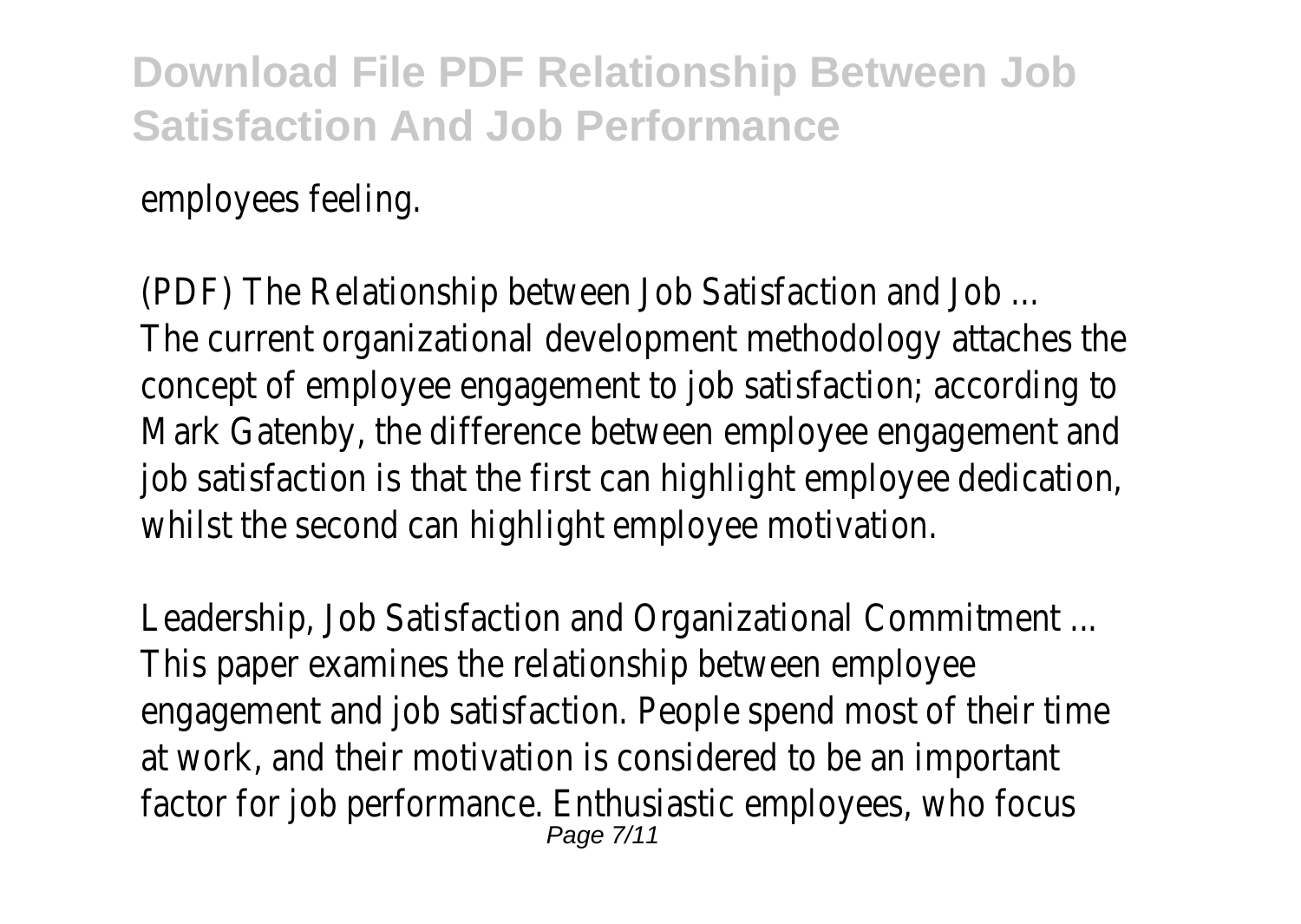employees feeling.

(PDF) The Relationship between Job Satisfaction and Job ...
The current organizational development methodology attaches the concept of employee engagement to job satisfaction; according to Mark Gatenby, the difference between employee engagement and job satisfaction is that the first can highlight employee dedication, whilst the second can highlight employee motivation.

Leadership, Job Satisfaction and Organizational Commitment ...
This paper examines the relationship between employee engagement and job satisfaction. People spend most of their time at work, and their motivation is considered to be an important factor for job performance. Enthusiastic employees, who focus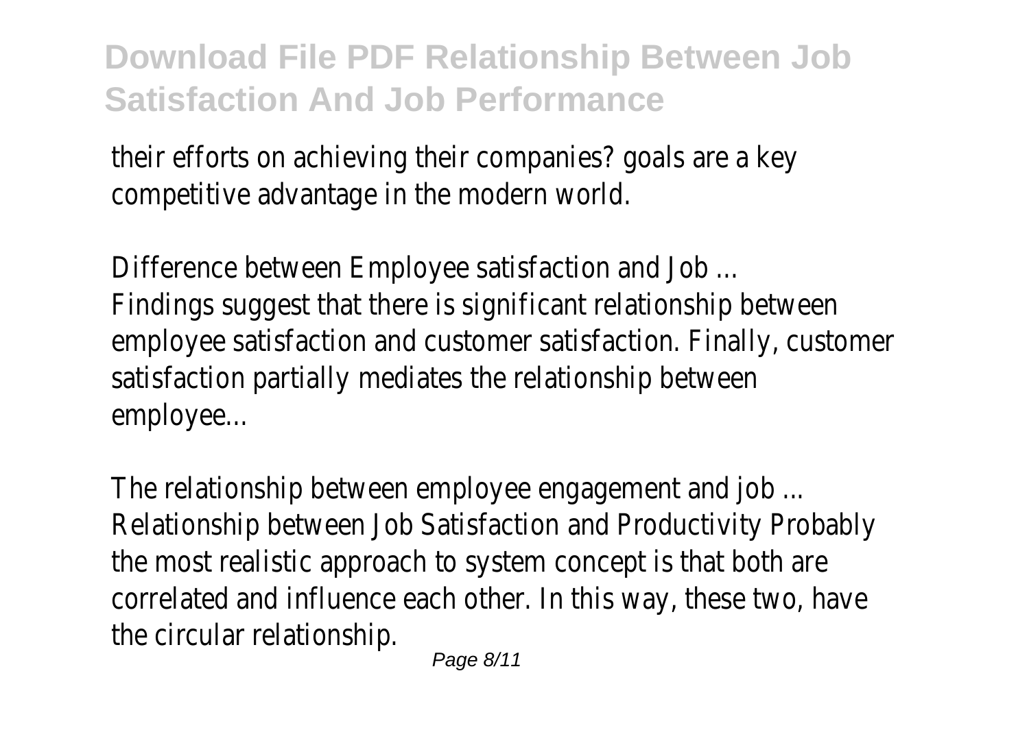their efforts on achieving their companies? goals are a key competitive advantage in the modern world.

Difference between Employee satisfaction and Job ...
Findings suggest that there is significant relationship between employee satisfaction and customer satisfaction. Finally, customer satisfaction partially mediates the relationship between employee...

The relationship between employee engagement and job ...
Relationship between Job Satisfaction and Productivity Probably the most realistic approach to system concept is that both are correlated and influence each other. In this way, these two, have the circular relationship.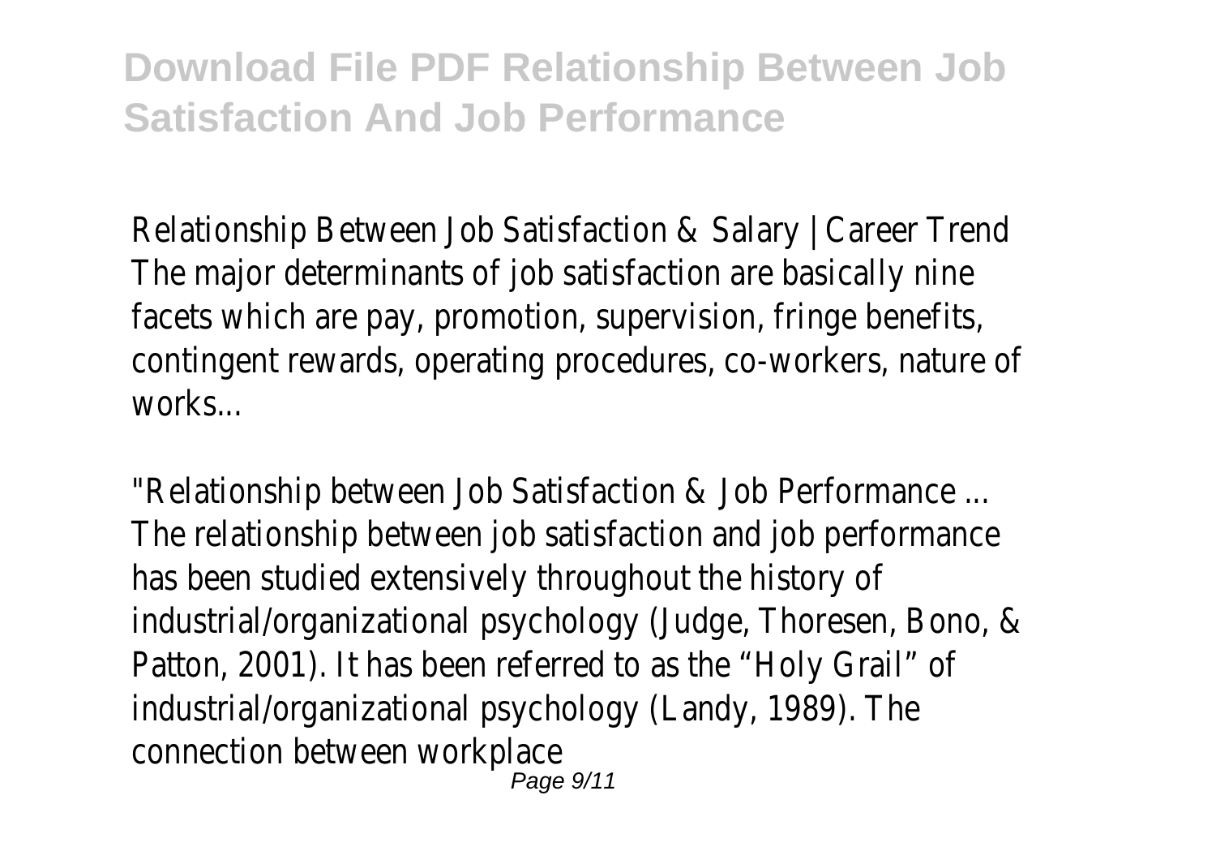Relationship Between Job Satisfaction & Salary | Career Trend
The major determinants of job satisfaction are basically nine facets which are pay, promotion, supervision, fringe benefits, contingent rewards, operating procedures, co-workers, nature of works...

"Relationship between Job Satisfaction & Job Performance ...
The relationship between job satisfaction and job performance has been studied extensively throughout the history of industrial/organizational psychology (Judge, Thoresen, Bono, & Patton, 2001). It has been referred to as the "Holy Grail" of industrial/organizational psychology (Landy, 1989). The connection between workplace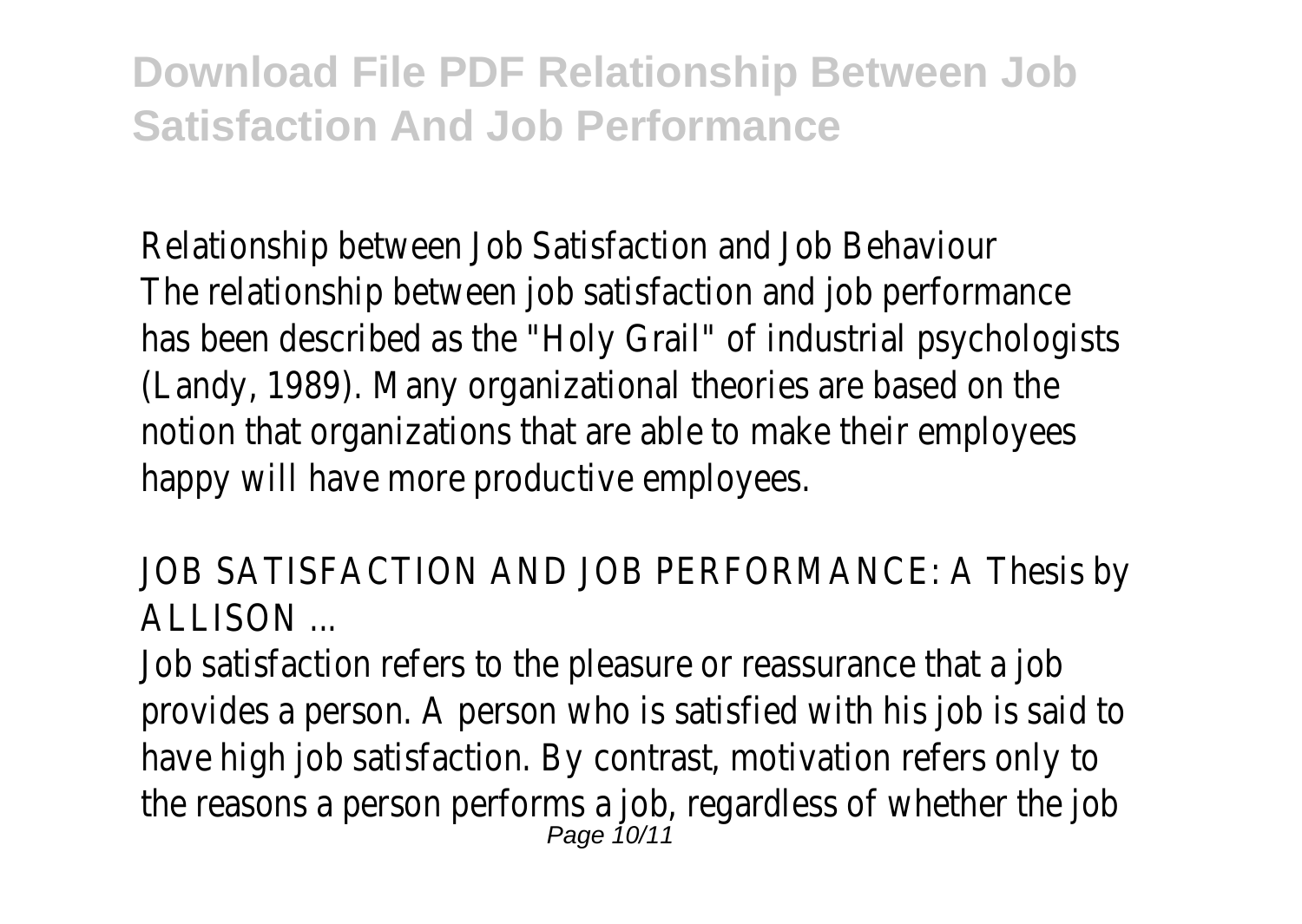Relationship between Job Satisfaction and Job Behaviour
The relationship between job satisfaction and job performance has been described as the "Holy Grail" of industrial psychologists (Landy, 1989). Many organizational theories are based on the notion that organizations that are able to make their employees happy will have more productive employees.

JOB SATISFACTION AND JOB PERFORMANCE: A Thesis by ALLISON ...

Job satisfaction refers to the pleasure or reassurance that a job provides a person. A person who is satisfied with his job is said to have high job satisfaction. By contrast, motivation refers only to the reasons a person performs a job, regardless of whether the job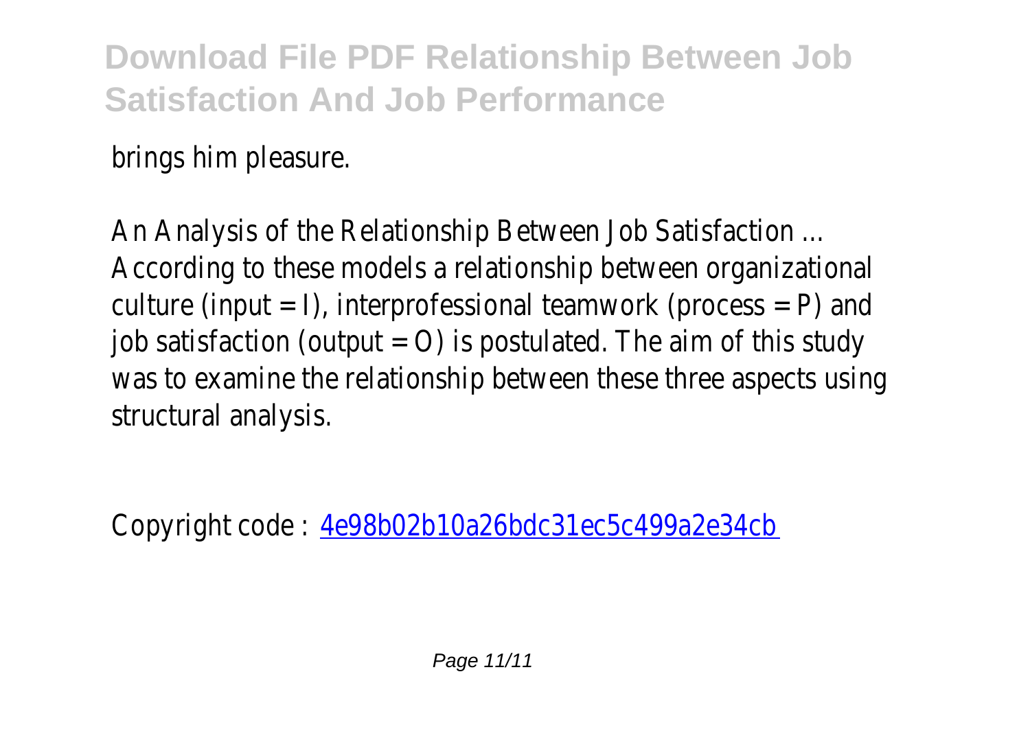brings him pleasure.

An Analysis of the Relationship Between Job Satisfaction ...
According to these models a relationship between organizational culture (input = I), interprofessional teamwork (process = P) and job satisfaction (output = O) is postulated. The aim of this study was to examine the relationship between these three aspects using structural analysis.

Copyright code : 4e98b02b10a26bdc31ec5c499a2e34cb